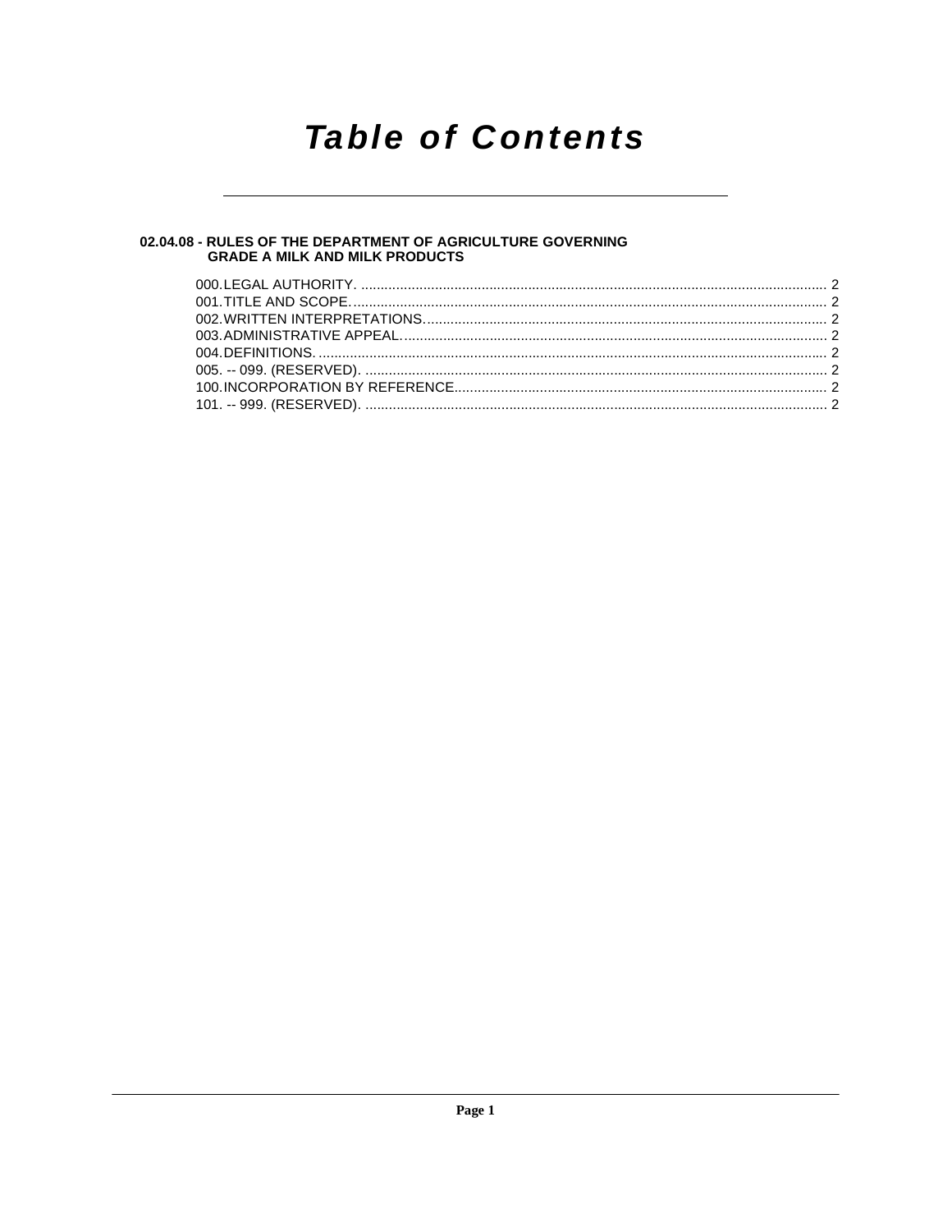# Table of Contents

**02.04.08 - RULES OF THE DEPARTMENT OF AGRICULTURE GOVERNING GRADE A MILK AND MILK PRODUCTS**

000. LEGAL AUTHORITY. ........................................................................................................................ 2
001. TITLE AND SCOPE. .......................................................................................................................... 2
002. WRITTEN INTERPRETATIONS. ....................................................................................................... 2
003. ADMINISTRATIVE APPEAL. ............................................................................................................. 2
004. DEFINITIONS. ................................................................................................................................... 2
005. -- 099. (RESERVED). ........................................................................................................................ 2
100. INCORPORATION BY REFERENCE. ................................................................................................ 2
101. -- 999. (RESERVED). ........................................................................................................................ 2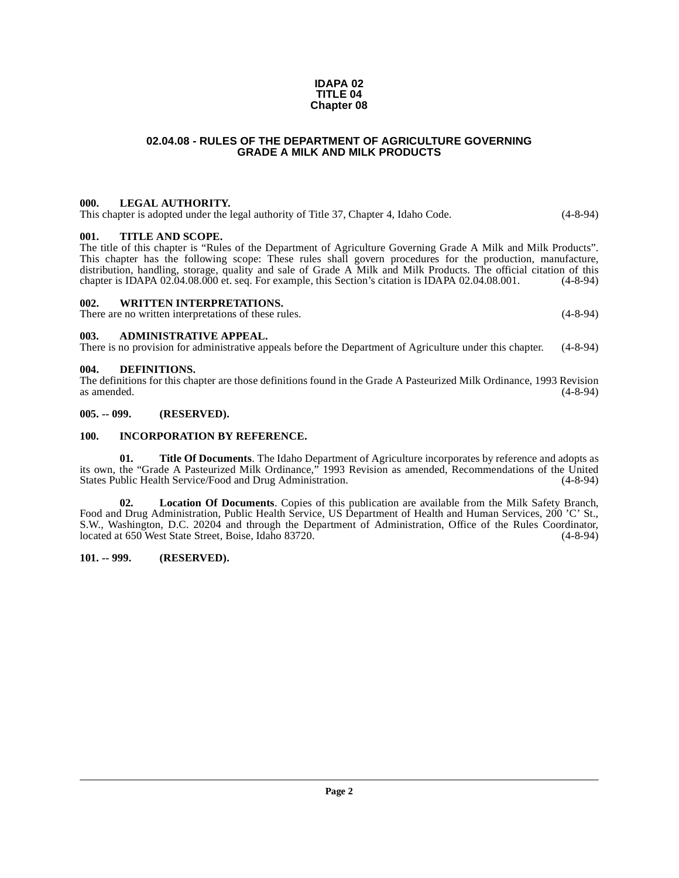**IDAPA 02**
**TITLE 04**
**Chapter 08**

# 02.04.08 - RULES OF THE DEPARTMENT OF AGRICULTURE GOVERNING GRADE A MILK AND MILK PRODUCTS

### 000. LEGAL AUTHORITY.

This chapter is adopted under the legal authority of Title 37, Chapter 4, Idaho Code. (4-8-94)

### 001. TITLE AND SCOPE.

The title of this chapter is "Rules of the Department of Agriculture Governing Grade A Milk and Milk Products". This chapter has the following scope: These rules shall govern procedures for the production, manufacture, distribution, handling, storage, quality and sale of Grade A Milk and Milk Products. The official citation of this chapter is IDAPA 02.04.08.000 et. seq. For example, this Section's citation is IDAPA 02.04.08.001. (4-8-94)

### 002. WRITTEN INTERPRETATIONS.

There are no written interpretations of these rules. (4-8-94)

### 003. ADMINISTRATIVE APPEAL.

There is no provision for administrative appeals before the Department of Agriculture under this chapter. (4-8-94)

### 004. DEFINITIONS.

The definitions for this chapter are those definitions found in the Grade A Pasteurized Milk Ordinance, 1993 Revision as amended. (4-8-94)

### 005. -- 099. (RESERVED).

### 100. INCORPORATION BY REFERENCE.

**01. Title Of Documents**. The Idaho Department of Agriculture incorporates by reference and adopts as its own, the "Grade A Pasteurized Milk Ordinance," 1993 Revision as amended, Recommendations of the United States Public Health Service/Food and Drug Administration. (4-8-94)

**02. Location Of Documents**. Copies of this publication are available from the Milk Safety Branch, Food and Drug Administration, Public Health Service, US Department of Health and Human Services, 200 'C' St., S.W., Washington, D.C. 20204 and through the Department of Administration, Office of the Rules Coordinator, located at 650 West State Street, Boise, Idaho 83720. (4-8-94)

### 101. -- 999. (RESERVED).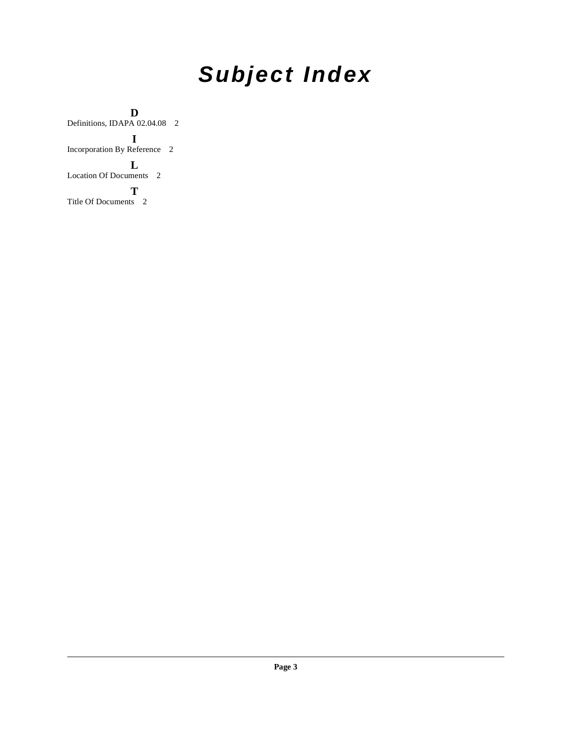# *Subject Index*

**D**

Definitions, IDAPA 02.04.08 2

**I**

Incorporation By Reference 2

**L**

Location Of Documents 2

**T**

Title Of Documents 2